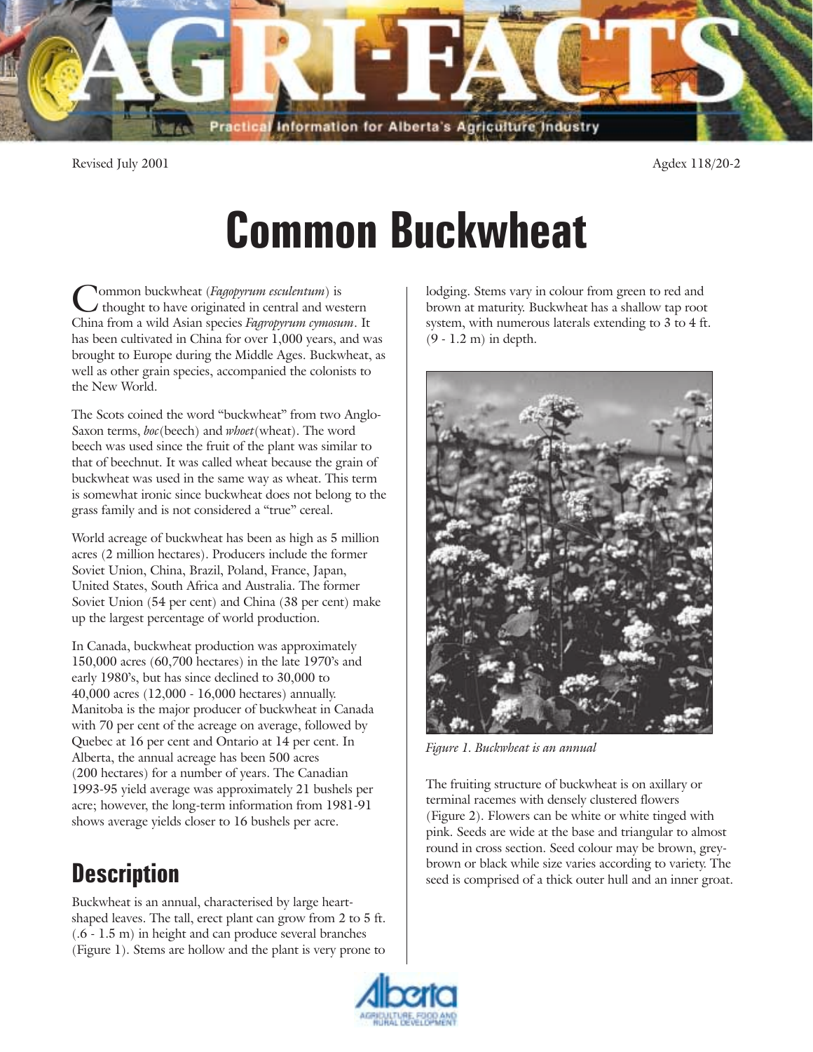Revised July 2001

Agdex 118/20-2

# Common Buckwheat

Common buckwheat (*Fagopyrum esculentum*) is thought to have originated in central and western China from a wild Asian species *Fagropyrum cymosum*. It has been cultivated in China for over 1,000 years, and was brought to Europe during the Middle Ages. Buckwheat, as well as other grain species, accompanied the colonists to the New World.

The Scots coined the word "buckwheat" from two Anglo-Saxon terms, *boc*(beech) and *whoet*(wheat). The word beech was used since the fruit of the plant was similar to that of beechnut. It was called wheat because the grain of buckwheat was used in the same way as wheat. This term is somewhat ironic since buckwheat does not belong to the grass family and is not considered a "true" cereal.

World acreage of buckwheat has been as high as 5 million acres (2 million hectares). Producers include the former Soviet Union, China, Brazil, Poland, France, Japan, United States, South Africa and Australia. The former Soviet Union (54 per cent) and China (38 per cent) make up the largest percentage of world production.

In Canada, buckwheat production was approximately 150,000 acres (60,700 hectares) in the late 1970's and early 1980's, but has since declined to 30,000 to 40,000 acres (12,000 - 16,000 hectares) annually. Manitoba is the major producer of buckwheat in Canada with 70 per cent of the acreage on average, followed by Quebec at 16 per cent and Ontario at 14 per cent. In Alberta, the annual acreage has been 500 acres (200 hectares) for a number of years. The Canadian 1993-95 yield average was approximately 21 bushels per acre; however, the long-term information from 1981-91 shows average yields closer to 16 bushels per acre.

## Description

Buckwheat is an annual, characterised by large heart-shaped leaves. The tall, erect plant can grow from 2 to 5 ft. (.6 - 1.5 m) in height and can produce several branches (Figure 1). Stems are hollow and the plant is very prone to lodging. Stems vary in colour from green to red and brown at maturity. Buckwheat has a shallow tap root system, with numerous laterals extending to 3 to 4 ft. (9 - 1.2 m) in depth.

*Figure 1. Buckwheat is an annual*

The fruiting structure of buckwheat is on axillary or terminal racemes with densely clustered flowers (Figure 2). Flowers can be white or white tinged with pink. Seeds are wide at the base and triangular to almost round in cross section. Seed colour may be brown, grey-brown or black while size varies according to variety. The seed is comprised of a thick outer hull and an inner groat.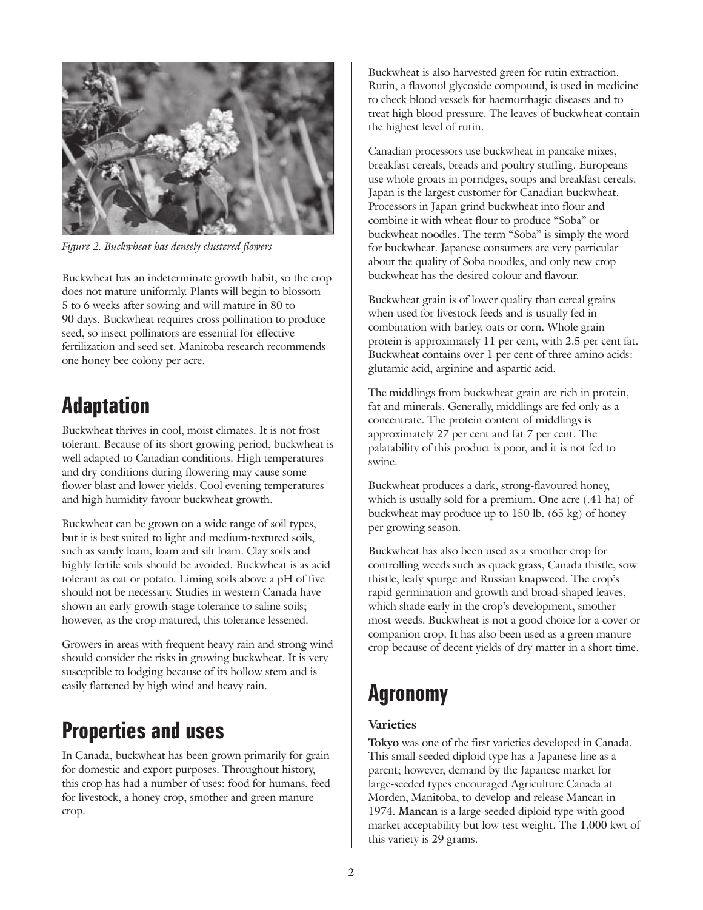*Figure 2. Buckwheat has densely clustered flowers*

Buckwheat has an indeterminate growth habit, so the crop does not mature uniformly. Plants will begin to blossom 5 to 6 weeks after sowing and will mature in 80 to 90 days. Buckwheat requires cross pollination to produce seed, so insect pollinators are essential for effective fertilization and seed set. Manitoba research recommends one honey bee colony per acre.

## Adaptation

Buckwheat thrives in cool, moist climates. It is not frost tolerant. Because of its short growing period, buckwheat is well adapted to Canadian conditions. High temperatures and dry conditions during flowering may cause some flower blast and lower yields. Cool evening temperatures and high humidity favour buckwheat growth.

Buckwheat can be grown on a wide range of soil types, but it is best suited to light and medium-textured soils, such as sandy loam, loam and silt loam. Clay soils and highly fertile soils should be avoided. Buckwheat is as acid tolerant as oat or potato. Liming soils above a pH of five should not be necessary. Studies in western Canada have shown an early growth-stage tolerance to saline soils; however, as the crop matured, this tolerance lessened.

Growers in areas with frequent heavy rain and strong wind should consider the risks in growing buckwheat. It is very susceptible to lodging because of its hollow stem and is easily flattened by high wind and heavy rain.

## Properties and uses

In Canada, buckwheat has been grown primarily for grain for domestic and export purposes. Throughout history, this crop has had a number of uses: food for humans, feed for livestock, a honey crop, smother and green manure crop.

Buckwheat is also harvested green for rutin extraction. Rutin, a flavonol glycoside compound, is used in medicine to check blood vessels for haemorrhagic diseases and to treat high blood pressure. The leaves of buckwheat contain the highest level of rutin.

Canadian processors use buckwheat in pancake mixes, breakfast cereals, breads and poultry stuffing. Europeans use whole groats in porridges, soups and breakfast cereals. Japan is the largest customer for Canadian buckwheat. Processors in Japan grind buckwheat into flour and combine it with wheat flour to produce "Soba" or buckwheat noodles. The term "Soba" is simply the word for buckwheat. Japanese consumers are very particular about the quality of Soba noodles, and only new crop buckwheat has the desired colour and flavour.

Buckwheat grain is of lower quality than cereal grains when used for livestock feeds and is usually fed in combination with barley, oats or corn. Whole grain protein is approximately 11 per cent, with 2.5 per cent fat. Buckwheat contains over 1 per cent of three amino acids: glutamic acid, arginine and aspartic acid.

The middlings from buckwheat grain are rich in protein, fat and minerals. Generally, middlings are fed only as a concentrate. The protein content of middlings is approximately 27 per cent and fat 7 per cent. The palatability of this product is poor, and it is not fed to swine.

Buckwheat produces a dark, strong-flavoured honey, which is usually sold for a premium. One acre (.41 ha) of buckwheat may produce up to 150 lb. (65 kg) of honey per growing season.

Buckwheat has also been used as a smother crop for controlling weeds such as quack grass, Canada thistle, sow thistle, leafy spurge and Russian knapweed. The crop's rapid germination and growth and broad-shaped leaves, which shade early in the crop's development, smother most weeds. Buckwheat is not a good choice for a cover or companion crop. It has also been used as a green manure crop because of decent yields of dry matter in a short time.

## Agronomy

### Varieties

**Tokyo** was one of the first varieties developed in Canada. This small-seeded diploid type has a Japanese line as a parent; however, demand by the Japanese market for large-seeded types encouraged Agriculture Canada at Morden, Manitoba, to develop and release Mancan in 1974. **Mancan** is a large-seeded diploid type with good market acceptability but low test weight. The 1,000 kwt of this variety is 29 grams.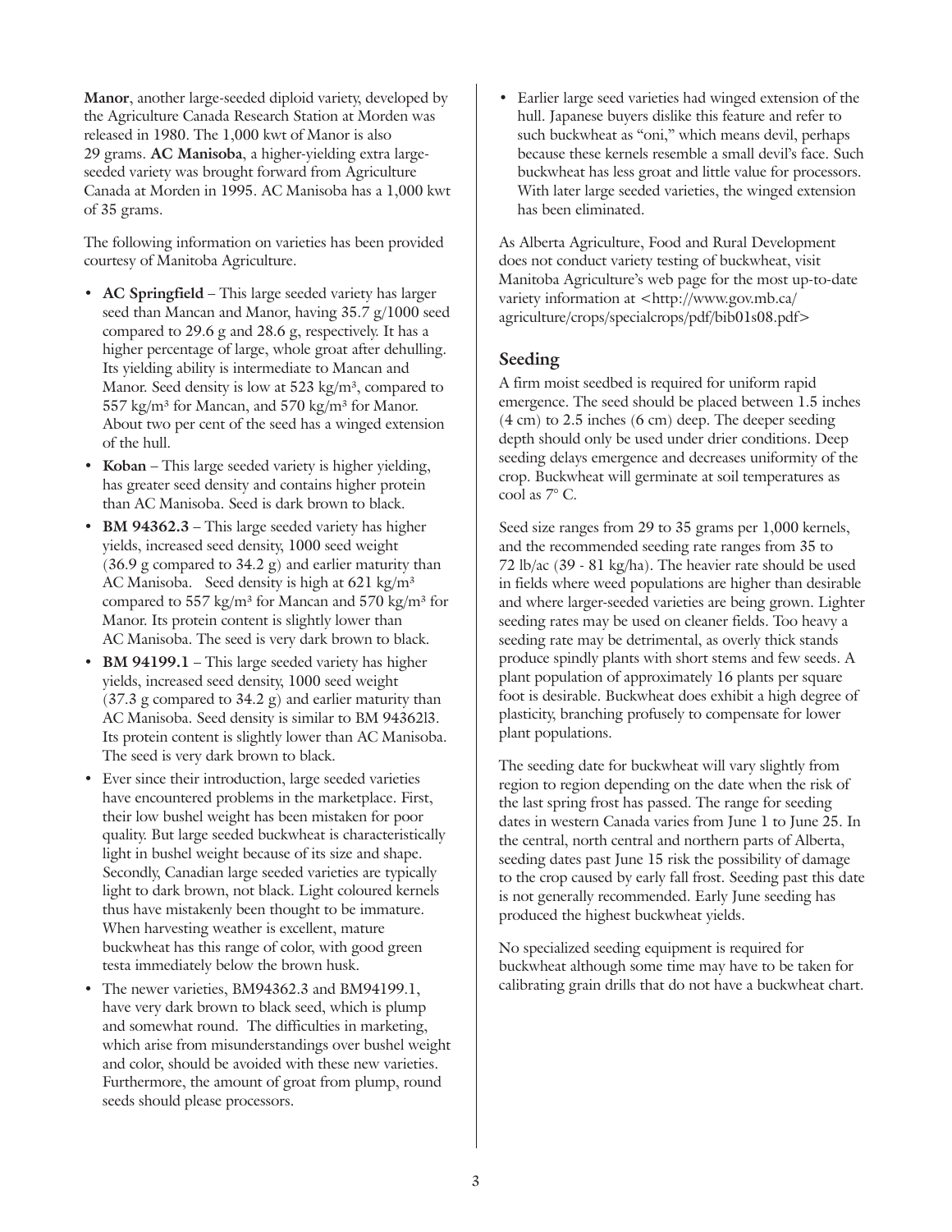**Manor**, another large-seeded diploid variety, developed by the Agriculture Canada Research Station at Morden was released in 1980. The 1,000 kwt of Manor is also 29 grams. **AC Manisoba**, a higher-yielding extra large-seeded variety was brought forward from Agriculture Canada at Morden in 1995. AC Manisoba has a 1,000 kwt of 35 grams.

The following information on varieties has been provided courtesy of Manitoba Agriculture.

- **AC Springfield** – This large seeded variety has larger seed than Mancan and Manor, having 35.7 g/1000 seed compared to 29.6 g and 28.6 g, respectively. It has a higher percentage of large, whole groat after dehulling. Its yielding ability is intermediate to Mancan and Manor. Seed density is low at 523 kg/m³, compared to 557 kg/m³ for Mancan, and 570 kg/m³ for Manor. About two per cent of the seed has a winged extension of the hull.
- **Koban** – This large seeded variety is higher yielding, has greater seed density and contains higher protein than AC Manisoba. Seed is dark brown to black.
- **BM 94362.3** – This large seeded variety has higher yields, increased seed density, 1000 seed weight (36.9 g compared to 34.2 g) and earlier maturity than AC Manisoba. Seed density is high at 621 kg/m³ compared to 557 kg/m³ for Mancan and 570 kg/m³ for Manor. Its protein content is slightly lower than AC Manisoba. The seed is very dark brown to black.
- **BM 94199.1** – This large seeded variety has higher yields, increased seed density, 1000 seed weight (37.3 g compared to 34.2 g) and earlier maturity than AC Manisoba. Seed density is similar to BM 94362l3. Its protein content is slightly lower than AC Manisoba. The seed is very dark brown to black.
- Ever since their introduction, large seeded varieties have encountered problems in the marketplace. First, their low bushel weight has been mistaken for poor quality. But large seeded buckwheat is characteristically light in bushel weight because of its size and shape. Secondly, Canadian large seeded varieties are typically light to dark brown, not black. Light coloured kernels thus have mistakenly been thought to be immature. When harvesting weather is excellent, mature buckwheat has this range of color, with good green testa immediately below the brown husk.
- The newer varieties, BM94362.3 and BM94199.1, have very dark brown to black seed, which is plump and somewhat round. The difficulties in marketing, which arise from misunderstandings over bushel weight and color, should be avoided with these new varieties. Furthermore, the amount of groat from plump, round seeds should please processors.
- Earlier large seed varieties had winged extension of the hull. Japanese buyers dislike this feature and refer to such buckwheat as "oni," which means devil, perhaps because these kernels resemble a small devil's face. Such buckwheat has less groat and little value for processors. With later large seeded varieties, the winged extension has been eliminated.

As Alberta Agriculture, Food and Rural Development does not conduct variety testing of buckwheat, visit Manitoba Agriculture's web page for the most up-to-date variety information at <http://www.gov.mb.ca/agriculture/crops/specialcrops/pdf/bib01s08.pdf>

## Seeding

A firm moist seedbed is required for uniform rapid emergence. The seed should be placed between 1.5 inches (4 cm) to 2.5 inches (6 cm) deep. The deeper seeding depth should only be used under drier conditions. Deep seeding delays emergence and decreases uniformity of the crop. Buckwheat will germinate at soil temperatures as cool as 7° C.

Seed size ranges from 29 to 35 grams per 1,000 kernels, and the recommended seeding rate ranges from 35 to 72 lb/ac (39 - 81 kg/ha). The heavier rate should be used in fields where weed populations are higher than desirable and where larger-seeded varieties are being grown. Lighter seeding rates may be used on cleaner fields. Too heavy a seeding rate may be detrimental, as overly thick stands produce spindly plants with short stems and few seeds. A plant population of approximately 16 plants per square foot is desirable. Buckwheat does exhibit a high degree of plasticity, branching profusely to compensate for lower plant populations.

The seeding date for buckwheat will vary slightly from region to region depending on the date when the risk of the last spring frost has passed. The range for seeding dates in western Canada varies from June 1 to June 25. In the central, north central and northern parts of Alberta, seeding dates past June 15 risk the possibility of damage to the crop caused by early fall frost. Seeding past this date is not generally recommended. Early June seeding has produced the highest buckwheat yields.

No specialized seeding equipment is required for buckwheat although some time may have to be taken for calibrating grain drills that do not have a buckwheat chart.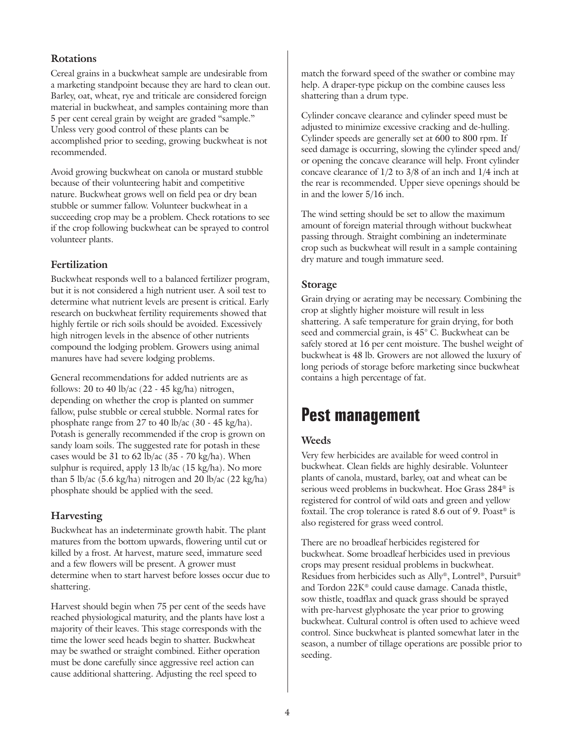### Rotations

Cereal grains in a buckwheat sample are undesirable from a marketing standpoint because they are hard to clean out. Barley, oat, wheat, rye and triticale are considered foreign material in buckwheat, and samples containing more than 5 per cent cereal grain by weight are graded "sample." Unless very good control of these plants can be accomplished prior to seeding, growing buckwheat is not recommended.

Avoid growing buckwheat on canola or mustard stubble because of their volunteering habit and competitive nature. Buckwheat grows well on field pea or dry bean stubble or summer fallow. Volunteer buckwheat in a succeeding crop may be a problem. Check rotations to see if the crop following buckwheat can be sprayed to control volunteer plants.

### Fertilization

Buckwheat responds well to a balanced fertilizer program, but it is not considered a high nutrient user. A soil test to determine what nutrient levels are present is critical. Early research on buckwheat fertility requirements showed that highly fertile or rich soils should be avoided. Excessively high nitrogen levels in the absence of other nutrients compound the lodging problem. Growers using animal manures have had severe lodging problems.

General recommendations for added nutrients are as follows: 20 to 40 lb/ac (22 - 45 kg/ha) nitrogen, depending on whether the crop is planted on summer fallow, pulse stubble or cereal stubble. Normal rates for phosphate range from 27 to 40 lb/ac (30 - 45 kg/ha). Potash is generally recommended if the crop is grown on sandy loam soils. The suggested rate for potash in these cases would be 31 to 62 lb/ac (35 - 70 kg/ha). When sulphur is required, apply 13 lb/ac (15 kg/ha). No more than 5 lb/ac (5.6 kg/ha) nitrogen and 20 lb/ac (22 kg/ha) phosphate should be applied with the seed.

### Harvesting

Buckwheat has an indeterminate growth habit. The plant matures from the bottom upwards, flowering until cut or killed by a frost. At harvest, mature seed, immature seed and a few flowers will be present. A grower must determine when to start harvest before losses occur due to shattering.

Harvest should begin when 75 per cent of the seeds have reached physiological maturity, and the plants have lost a majority of their leaves. This stage corresponds with the time the lower seed heads begin to shatter. Buckwheat may be swathed or straight combined. Either operation must be done carefully since aggressive reel action can cause additional shattering. Adjusting the reel speed to match the forward speed of the swather or combine may help. A draper-type pickup on the combine causes less shattering than a drum type.

Cylinder concave clearance and cylinder speed must be adjusted to minimize excessive cracking and de-hulling. Cylinder speeds are generally set at 600 to 800 rpm. If seed damage is occurring, slowing the cylinder speed and/or opening the concave clearance will help. Front cylinder concave clearance of 1/2 to 3/8 of an inch and 1/4 inch at the rear is recommended. Upper sieve openings should be in and the lower 5/16 inch.

The wind setting should be set to allow the maximum amount of foreign material through without buckwheat passing through. Straight combining an indeterminate crop such as buckwheat will result in a sample containing dry mature and tough immature seed.

### Storage

Grain drying or aerating may be necessary. Combining the crop at slightly higher moisture will result in less shattering. A safe temperature for grain drying, for both seed and commercial grain, is 45° C. Buckwheat can be safely stored at 16 per cent moisture. The bushel weight of buckwheat is 48 lb. Growers are not allowed the luxury of long periods of storage before marketing since buckwheat contains a high percentage of fat.

## Pest management

### Weeds

Very few herbicides are available for weed control in buckwheat. Clean fields are highly desirable. Volunteer plants of canola, mustard, barley, oat and wheat can be serious weed problems in buckwheat. Hoe Grass 284® is registered for control of wild oats and green and yellow foxtail. The crop tolerance is rated 8.6 out of 9. Poast® is also registered for grass weed control.

There are no broadleaf herbicides registered for buckwheat. Some broadleaf herbicides used in previous crops may present residual problems in buckwheat. Residues from herbicides such as Ally®, Lontrel®, Pursuit® and Tordon 22K® could cause damage. Canada thistle, sow thistle, toadflax and quack grass should be sprayed with pre-harvest glyphosate the year prior to growing buckwheat. Cultural control is often used to achieve weed control. Since buckwheat is planted somewhat later in the season, a number of tillage operations are possible prior to seeding.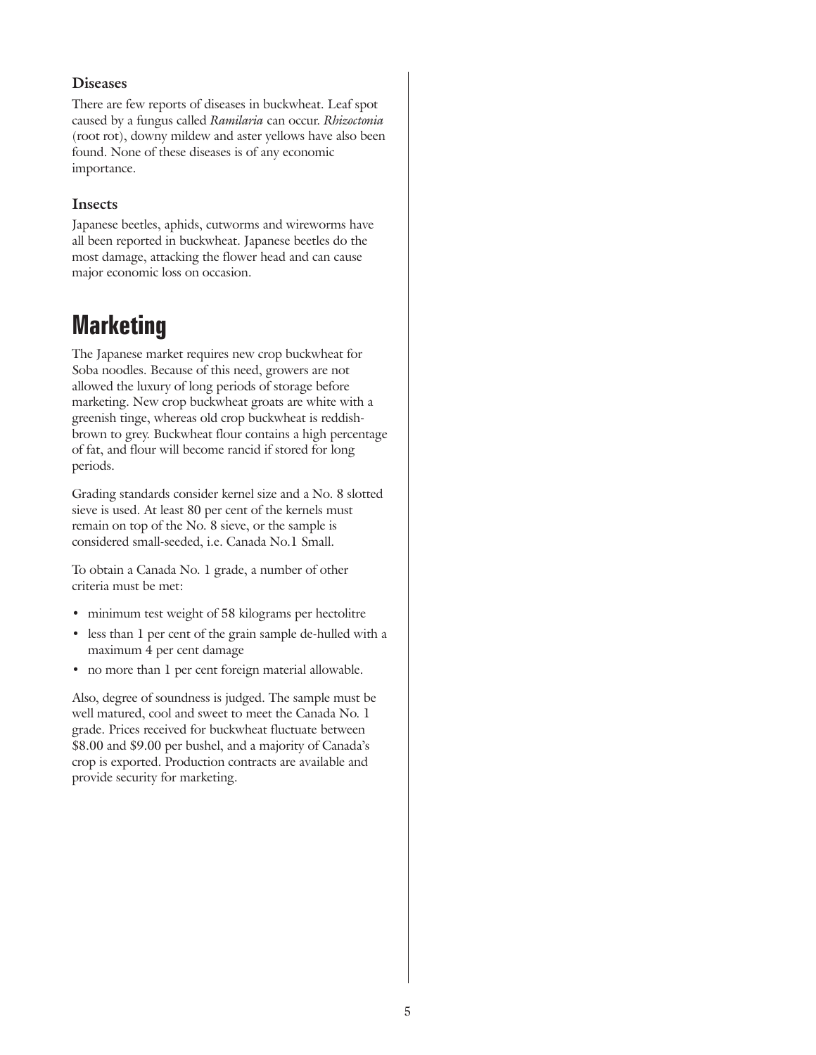### Diseases

There are few reports of diseases in buckwheat. Leaf spot caused by a fungus called *Ramilaria* can occur. *Rhizoctonia* (root rot), downy mildew and aster yellows have also been found. None of these diseases is of any economic importance.

### Insects

Japanese beetles, aphids, cutworms and wireworms have all been reported in buckwheat. Japanese beetles do the most damage, attacking the flower head and can cause major economic loss on occasion.

## Marketing

The Japanese market requires new crop buckwheat for Soba noodles. Because of this need, growers are not allowed the luxury of long periods of storage before marketing. New crop buckwheat groats are white with a greenish tinge, whereas old crop buckwheat is reddish-brown to grey. Buckwheat flour contains a high percentage of fat, and flour will become rancid if stored for long periods.

Grading standards consider kernel size and a No. 8 slotted sieve is used. At least 80 per cent of the kernels must remain on top of the No. 8 sieve, or the sample is considered small-seeded, i.e. Canada No.1 Small.

To obtain a Canada No. 1 grade, a number of other criteria must be met:

- minimum test weight of 58 kilograms per hectolitre
- less than 1 per cent of the grain sample de-hulled with a maximum 4 per cent damage
- no more than 1 per cent foreign material allowable.

Also, degree of soundness is judged. The sample must be well matured, cool and sweet to meet the Canada No. 1 grade. Prices received for buckwheat fluctuate between $8.00 and $9.00 per bushel, and a majority of Canada's crop is exported. Production contracts are available and provide security for marketing.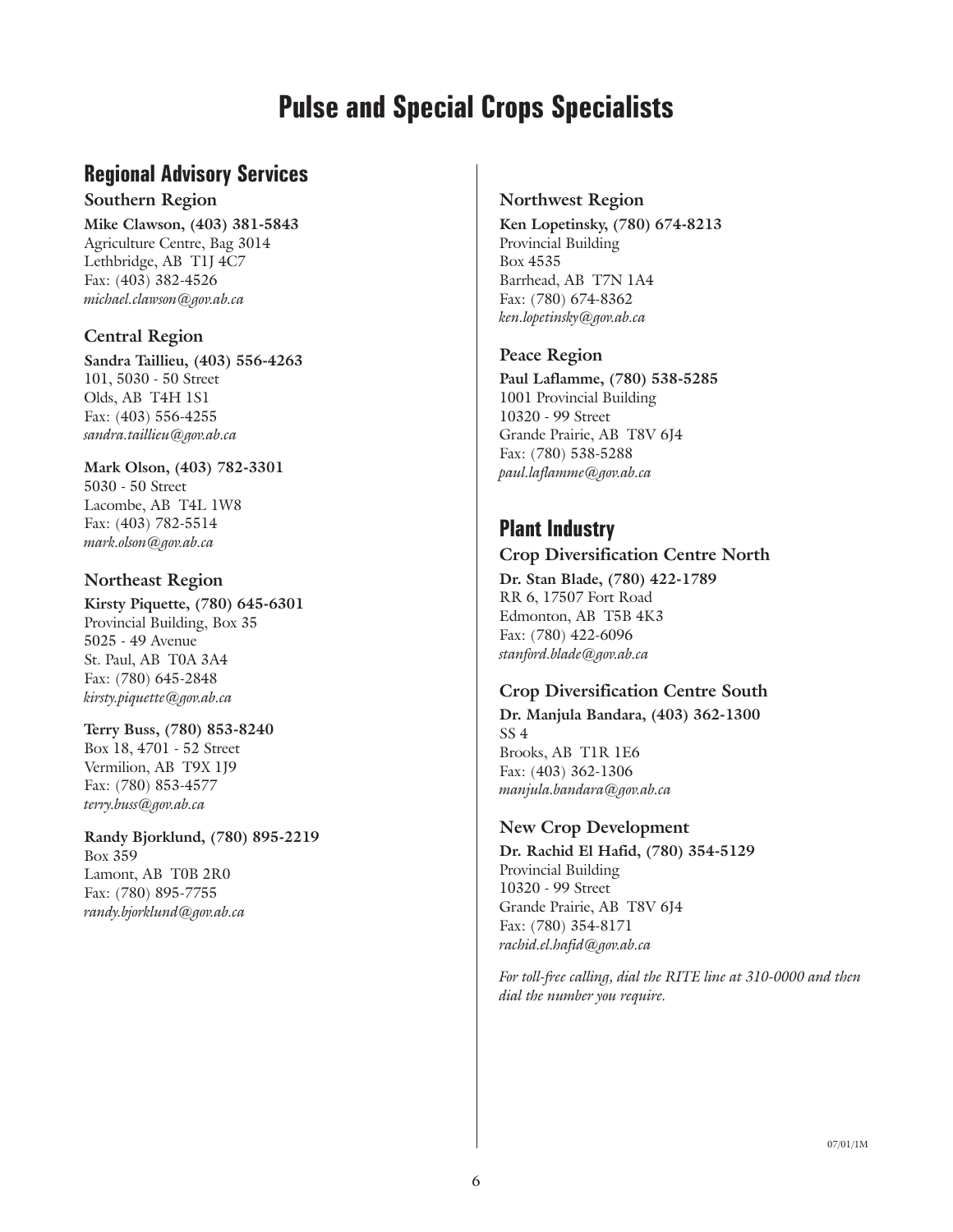# Pulse and Special Crops Specialists

## Regional Advisory Services

### Southern Region

**Mike Clawson, (403) 381-5843**
Agriculture Centre, Bag 3014
Lethbridge, AB T1J 4C7
Fax: (403) 382-4526
*michael.clawson@gov.ab.ca*

### Central Region

**Sandra Taillieu, (403) 556-4263**
101, 5030 - 50 Street
Olds, AB T4H 1S1
Fax: (403) 556-4255
*sandra.taillieu@gov.ab.ca*

**Mark Olson, (403) 782-3301**
5030 - 50 Street
Lacombe, AB T4L 1W8
Fax: (403) 782-5514
*mark.olson@gov.ab.ca*

### Northeast Region

**Kirsty Piquette, (780) 645-6301**
Provincial Building, Box 35
5025 - 49 Avenue
St. Paul, AB T0A 3A4
Fax: (780) 645-2848
*kirsty.piquette@gov.ab.ca*

**Terry Buss, (780) 853-8240**
Box 18, 4701 - 52 Street
Vermilion, AB T9X 1J9
Fax: (780) 853-4577
*terry.buss@gov.ab.ca*

**Randy Bjorklund, (780) 895-2219**
Box 359
Lamont, AB T0B 2R0
Fax: (780) 895-7755
*randy.bjorklund@gov.ab.ca*

### Northwest Region

**Ken Lopetinsky, (780) 674-8213**
Provincial Building
Box 4535
Barrhead, AB T7N 1A4
Fax: (780) 674-8362
*ken.lopetinsky@gov.ab.ca*

### Peace Region

**Paul Laflamme, (780) 538-5285**
1001 Provincial Building
10320 - 99 Street
Grande Prairie, AB T8V 6J4
Fax: (780) 538-5288
*paul.laflamme@gov.ab.ca*

## Plant Industry

### Crop Diversification Centre North

**Dr. Stan Blade, (780) 422-1789**
RR 6, 17507 Fort Road
Edmonton, AB T5B 4K3
Fax: (780) 422-6096
*stanford.blade@gov.ab.ca*

### Crop Diversification Centre South

**Dr. Manjula Bandara, (403) 362-1300**
SS 4
Brooks, AB T1R 1E6
Fax: (403) 362-1306
*manjula.bandara@gov.ab.ca*

### New Crop Development

**Dr. Rachid El Hafid, (780) 354-5129**
Provincial Building
10320 - 99 Street
Grande Prairie, AB T8V 6J4
Fax: (780) 354-8171
*rachid.el.hafid@gov.ab.ca*

*For toll-free calling, dial the RITE line at 310-0000 and then dial the number you require.*

07/01/1M